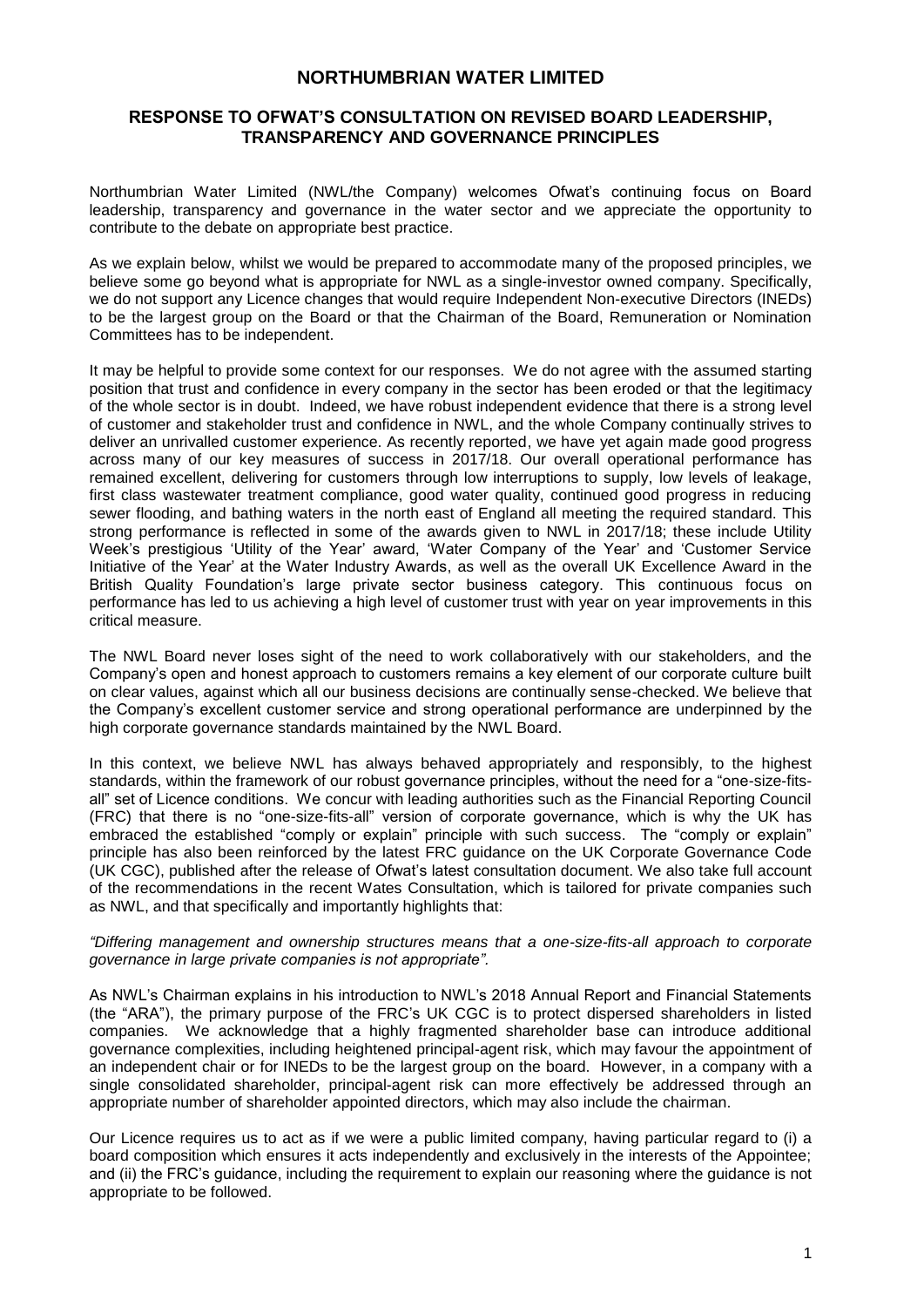# NORTHUMBRIAN WATER LIMITED

## RESPONSE TO OFWAT'S CONSULTATION ON REVISED BOARD LEADERSHIP, TRANSPARENCY AND GOVERNANCE PRINCIPLES

Northumbrian Water Limited (NWL/the Company) welcomes Ofwat's continuing focus on Board leadership, transparency and governance in the water sector and we appreciate the opportunity to contribute to the debate on appropriate best practice.

As we explain below, whilst we would be prepared to accommodate many of the proposed principles, we believe some go beyond what is appropriate for NWL as a single-investor owned company. Specifically, we do not support any Licence changes that would require Independent Non-executive Directors (INEDs) to be the largest group on the Board or that the Chairman of the Board, Remuneration or Nomination Committees has to be independent.

It may be helpful to provide some context for our responses. We do not agree with the assumed starting position that trust and confidence in every company in the sector has been eroded or that the legitimacy of the whole sector is in doubt. Indeed, we have robust independent evidence that there is a strong level of customer and stakeholder trust and confidence in NWL, and the whole Company continually strives to deliver an unrivalled customer experience. As recently reported, we have yet again made good progress across many of our key measures of success in 2017/18. Our overall operational performance has remained excellent, delivering for customers through low interruptions to supply, low levels of leakage, first class wastewater treatment compliance, good water quality, continued good progress in reducing sewer flooding, and bathing waters in the north east of England all meeting the required standard. This strong performance is reflected in some of the awards given to NWL in 2017/18; these include Utility Week's prestigious 'Utility of the Year' award, 'Water Company of the Year' and 'Customer Service Initiative of the Year' at the Water Industry Awards, as well as the overall UK Excellence Award in the British Quality Foundation's large private sector business category. This continuous focus on performance has led to us achieving a high level of customer trust with year on year improvements in this critical measure.

The NWL Board never loses sight of the need to work collaboratively with our stakeholders, and the Company's open and honest approach to customers remains a key element of our corporate culture built on clear values, against which all our business decisions are continually sense-checked. We believe that the Company's excellent customer service and strong operational performance are underpinned by the high corporate governance standards maintained by the NWL Board.

In this context, we believe NWL has always behaved appropriately and responsibly, to the highest standards, within the framework of our robust governance principles, without the need for a "one-size-fits-all" set of Licence conditions. We concur with leading authorities such as the Financial Reporting Council (FRC) that there is no "one-size-fits-all" version of corporate governance, which is why the UK has embraced the established "comply or explain" principle with such success. The "comply or explain" principle has also been reinforced by the latest FRC guidance on the UK Corporate Governance Code (UK CGC), published after the release of Ofwat's latest consultation document. We also take full account of the recommendations in the recent Wates Consultation, which is tailored for private companies such as NWL, and that specifically and importantly highlights that:

*"Differing management and ownership structures means that a one-size-fits-all approach to corporate governance in large private companies is not appropriate".*

As NWL's Chairman explains in his introduction to NWL's 2018 Annual Report and Financial Statements (the "ARA"), the primary purpose of the FRC's UK CGC is to protect dispersed shareholders in listed companies. We acknowledge that a highly fragmented shareholder base can introduce additional governance complexities, including heightened principal-agent risk, which may favour the appointment of an independent chair or for INEDs to be the largest group on the board. However, in a company with a single consolidated shareholder, principal-agent risk can more effectively be addressed through an appropriate number of shareholder appointed directors, which may also include the chairman.

Our Licence requires us to act as if we were a public limited company, having particular regard to (i) a board composition which ensures it acts independently and exclusively in the interests of the Appointee; and (ii) the FRC's guidance, including the requirement to explain our reasoning where the guidance is not appropriate to be followed.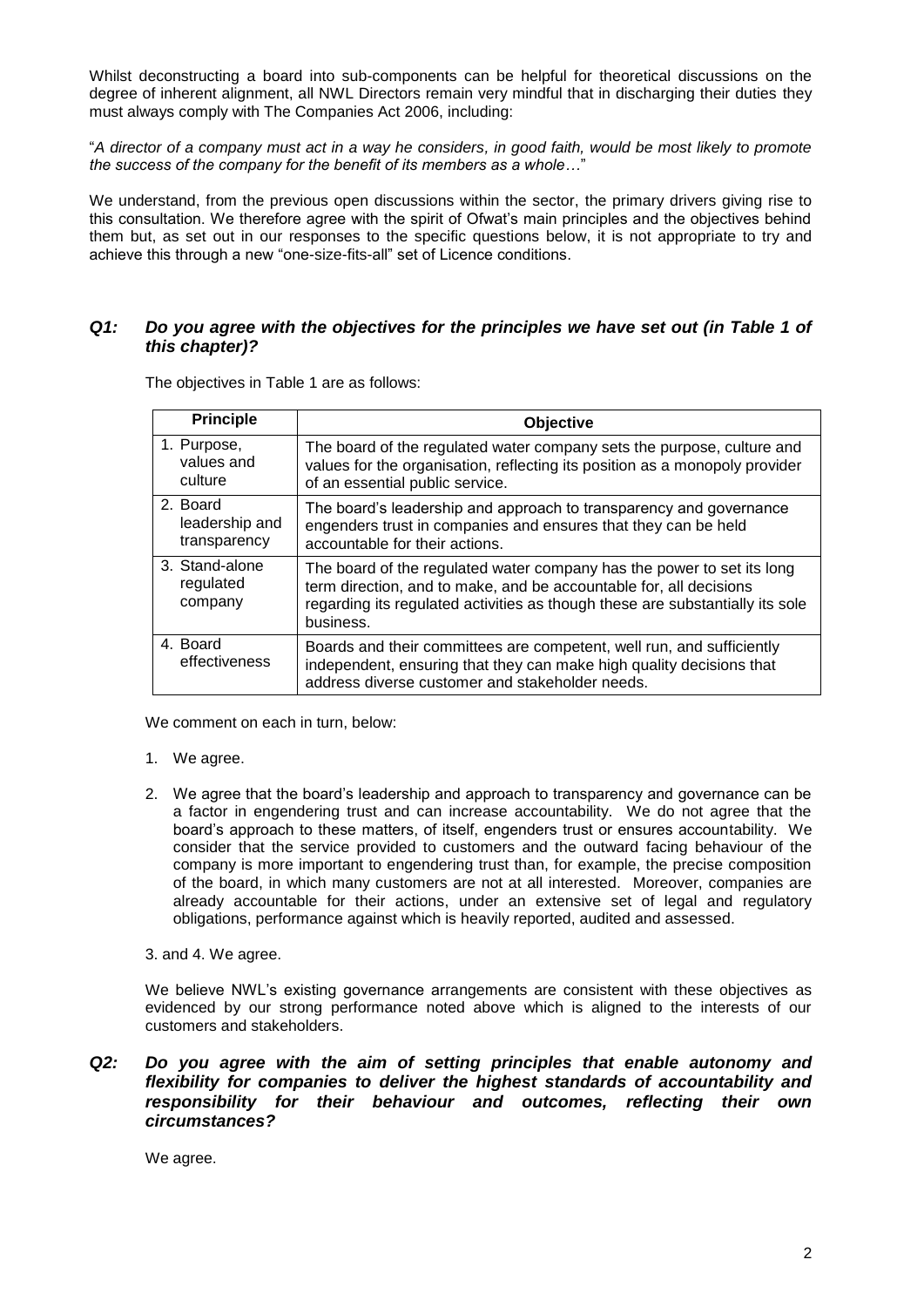Whilst deconstructing a board into sub-components can be helpful for theoretical discussions on the degree of inherent alignment, all NWL Directors remain very mindful that in discharging their duties they must always comply with The Companies Act 2006, including:

"*A director of a company must act in a way he considers, in good faith, would be most likely to promote the success of the company for the benefit of its members as a whole…*"

We understand, from the previous open discussions within the sector, the primary drivers giving rise to this consultation. We therefore agree with the spirit of Ofwat's main principles and the objectives behind them but, as set out in our responses to the specific questions below, it is not appropriate to try and achieve this through a new "one-size-fits-all" set of Licence conditions.

### *Q1: Do you agree with the objectives for the principles we have set out (in Table 1 of this chapter)?*

The objectives in Table 1 are as follows:

| Principle | Objective |
|---|---|
| 1. Purpose, values and culture | The board of the regulated water company sets the purpose, culture and values for the organisation, reflecting its position as a monopoly provider of an essential public service. |
| 2. Board leadership and transparency | The board's leadership and approach to transparency and governance engenders trust in companies and ensures that they can be held accountable for their actions. |
| 3. Stand-alone regulated company | The board of the regulated water company has the power to set its long term direction, and to make, and be accountable for, all decisions regarding its regulated activities as though these are substantially its sole business. |
| 4. Board effectiveness | Boards and their committees are competent, well run, and sufficiently independent, ensuring that they can make high quality decisions that address diverse customer and stakeholder needs. |

We comment on each in turn, below:

1. We agree.
2. We agree that the board's leadership and approach to transparency and governance can be a factor in engendering trust and can increase accountability. We do not agree that the board's approach to these matters, of itself, engenders trust or ensures accountability. We consider that the service provided to customers and the outward facing behaviour of the company is more important to engendering trust than, for example, the precise composition of the board, in which many customers are not at all interested. Moreover, companies are already accountable for their actions, under an extensive set of legal and regulatory obligations, performance against which is heavily reported, audited and assessed.

3. and 4. We agree.

We believe NWL's existing governance arrangements are consistent with these objectives as evidenced by our strong performance noted above which is aligned to the interests of our customers and stakeholders.

### *Q2: Do you agree with the aim of setting principles that enable autonomy and flexibility for companies to deliver the highest standards of accountability and responsibility for their behaviour and outcomes, reflecting their own circumstances?*

We agree.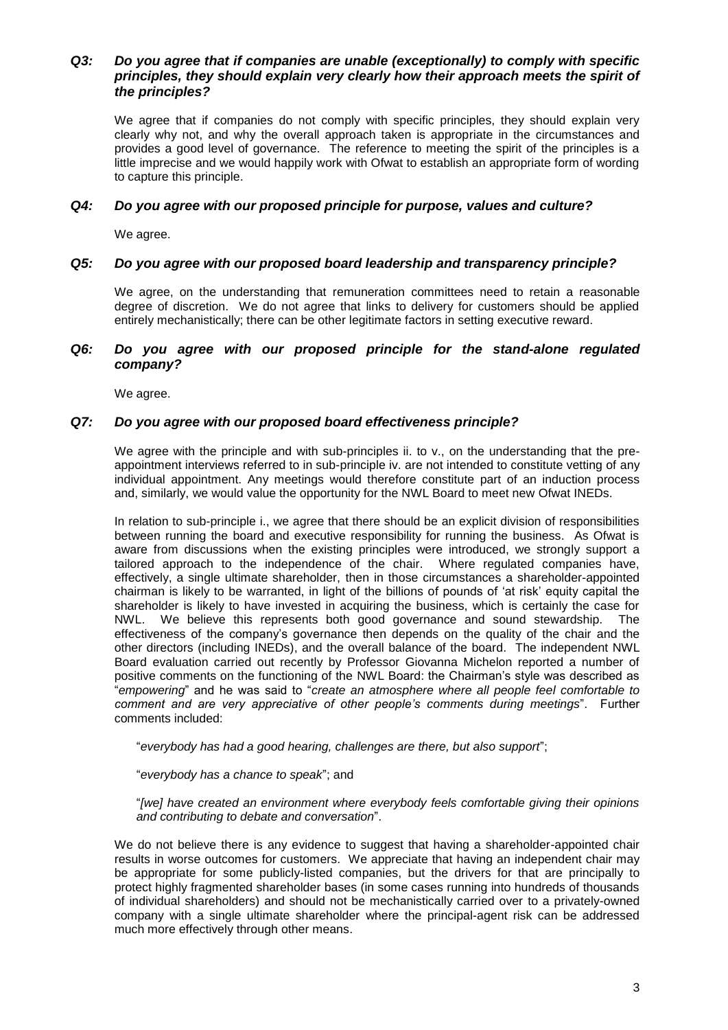***Q3: Do you agree that if companies are unable (exceptionally) to comply with specific principles, they should explain very clearly how their approach meets the spirit of the principles?***

We agree that if companies do not comply with specific principles, they should explain very clearly why not, and why the overall approach taken is appropriate in the circumstances and provides a good level of governance. The reference to meeting the spirit of the principles is a little imprecise and we would happily work with Ofwat to establish an appropriate form of wording to capture this principle.

***Q4: Do you agree with our proposed principle for purpose, values and culture?***

We agree.

***Q5: Do you agree with our proposed board leadership and transparency principle?***

We agree, on the understanding that remuneration committees need to retain a reasonable degree of discretion. We do not agree that links to delivery for customers should be applied entirely mechanistically; there can be other legitimate factors in setting executive reward.

***Q6: Do you agree with our proposed principle for the stand-alone regulated company?***

We agree.

***Q7: Do you agree with our proposed board effectiveness principle?***

We agree with the principle and with sub-principles ii. to v., on the understanding that the pre-appointment interviews referred to in sub-principle iv. are not intended to constitute vetting of any individual appointment. Any meetings would therefore constitute part of an induction process and, similarly, we would value the opportunity for the NWL Board to meet new Ofwat INEDs.

In relation to sub-principle i., we agree that there should be an explicit division of responsibilities between running the board and executive responsibility for running the business. As Ofwat is aware from discussions when the existing principles were introduced, we strongly support a tailored approach to the independence of the chair. Where regulated companies have, effectively, a single ultimate shareholder, then in those circumstances a shareholder-appointed chairman is likely to be warranted, in light of the billions of pounds of 'at risk' equity capital the shareholder is likely to have invested in acquiring the business, which is certainly the case for NWL. We believe this represents both good governance and sound stewardship. The effectiveness of the company's governance then depends on the quality of the chair and the other directors (including INEDs), and the overall balance of the board. The independent NWL Board evaluation carried out recently by Professor Giovanna Michelon reported a number of positive comments on the functioning of the NWL Board: the Chairman's style was described as "*empowering*" and he was said to "*create an atmosphere where all people feel comfortable to comment and are very appreciative of other people's comments during meetings*". Further comments included:

"*everybody has had a good hearing, challenges are there, but also support*";

"*everybody has a chance to speak*"; and

"*[we] have created an environment where everybody feels comfortable giving their opinions and contributing to debate and conversation*".

We do not believe there is any evidence to suggest that having a shareholder-appointed chair results in worse outcomes for customers. We appreciate that having an independent chair may be appropriate for some publicly-listed companies, but the drivers for that are principally to protect highly fragmented shareholder bases (in some cases running into hundreds of thousands of individual shareholders) and should not be mechanistically carried over to a privately-owned company with a single ultimate shareholder where the principal-agent risk can be addressed much more effectively through other means.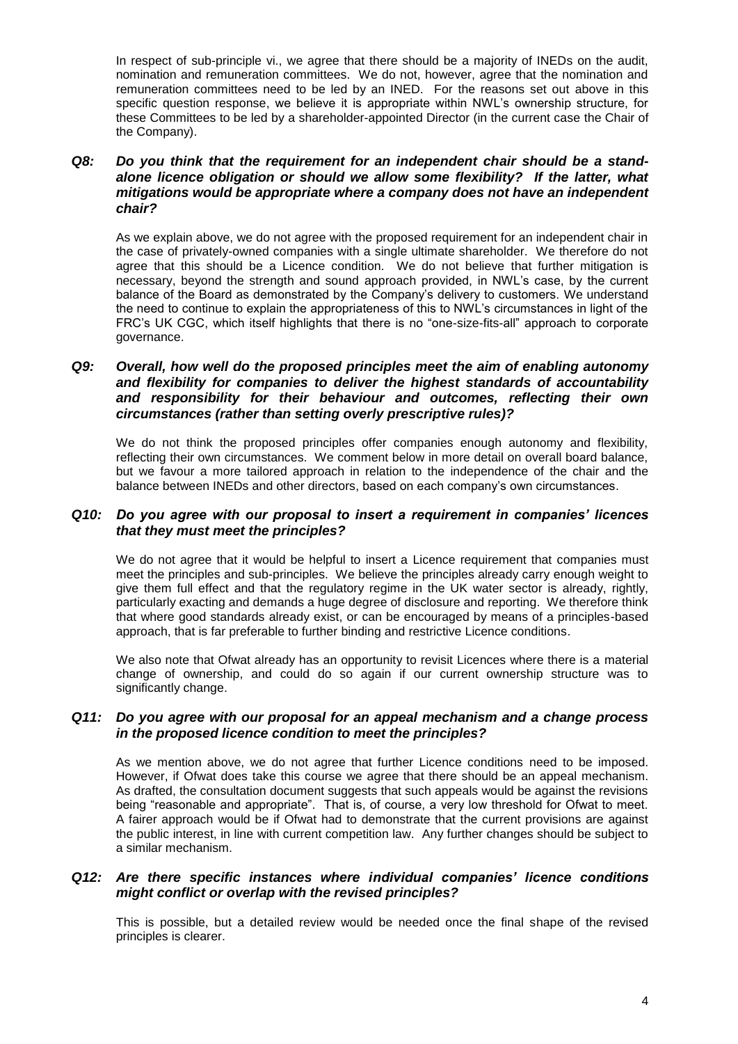In respect of sub-principle vi., we agree that there should be a majority of INEDs on the audit, nomination and remuneration committees. We do not, however, agree that the nomination and remuneration committees need to be led by an INED. For the reasons set out above in this specific question response, we believe it is appropriate within NWL's ownership structure, for these Committees to be led by a shareholder-appointed Director (in the current case the Chair of the Company).

### *Q8: Do you think that the requirement for an independent chair should be a stand-alone licence obligation or should we allow some flexibility? If the latter, what mitigations would be appropriate where a company does not have an independent chair?*

As we explain above, we do not agree with the proposed requirement for an independent chair in the case of privately-owned companies with a single ultimate shareholder. We therefore do not agree that this should be a Licence condition. We do not believe that further mitigation is necessary, beyond the strength and sound approach provided, in NWL's case, by the current balance of the Board as demonstrated by the Company's delivery to customers. We understand the need to continue to explain the appropriateness of this to NWL's circumstances in light of the FRC's UK CGC, which itself highlights that there is no "one-size-fits-all" approach to corporate governance.

### *Q9: Overall, how well do the proposed principles meet the aim of enabling autonomy and flexibility for companies to deliver the highest standards of accountability and responsibility for their behaviour and outcomes, reflecting their own circumstances (rather than setting overly prescriptive rules)?*

We do not think the proposed principles offer companies enough autonomy and flexibility, reflecting their own circumstances. We comment below in more detail on overall board balance, but we favour a more tailored approach in relation to the independence of the chair and the balance between INEDs and other directors, based on each company's own circumstances.

### *Q10: Do you agree with our proposal to insert a requirement in companies' licences that they must meet the principles?*

We do not agree that it would be helpful to insert a Licence requirement that companies must meet the principles and sub-principles. We believe the principles already carry enough weight to give them full effect and that the regulatory regime in the UK water sector is already, rightly, particularly exacting and demands a huge degree of disclosure and reporting. We therefore think that where good standards already exist, or can be encouraged by means of a principles-based approach, that is far preferable to further binding and restrictive Licence conditions.

We also note that Ofwat already has an opportunity to revisit Licences where there is a material change of ownership, and could do so again if our current ownership structure was to significantly change.

### *Q11: Do you agree with our proposal for an appeal mechanism and a change process in the proposed licence condition to meet the principles?*

As we mention above, we do not agree that further Licence conditions need to be imposed. However, if Ofwat does take this course we agree that there should be an appeal mechanism. As drafted, the consultation document suggests that such appeals would be against the revisions being "reasonable and appropriate". That is, of course, a very low threshold for Ofwat to meet. A fairer approach would be if Ofwat had to demonstrate that the current provisions are against the public interest, in line with current competition law. Any further changes should be subject to a similar mechanism.

### *Q12: Are there specific instances where individual companies' licence conditions might conflict or overlap with the revised principles?*

This is possible, but a detailed review would be needed once the final shape of the revised principles is clearer.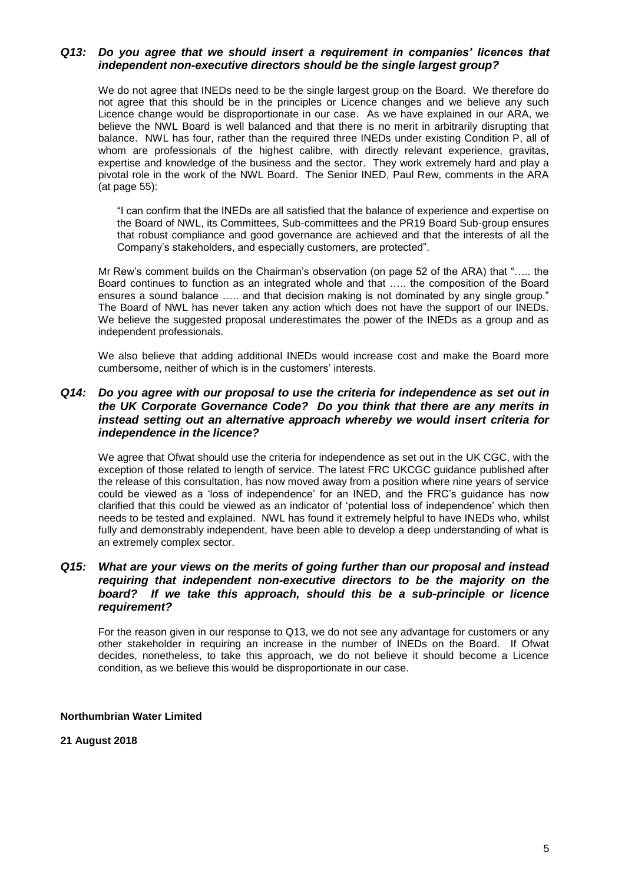***Q13: Do you agree that we should insert a requirement in companies' licences that independent non-executive directors should be the single largest group?***

We do not agree that INEDs need to be the single largest group on the Board. We therefore do not agree that this should be in the principles or Licence changes and we believe any such Licence change would be disproportionate in our case. As we have explained in our ARA, we believe the NWL Board is well balanced and that there is no merit in arbitrarily disrupting that balance. NWL has four, rather than the required three INEDs under existing Condition P, all of whom are professionals of the highest calibre, with directly relevant experience, gravitas, expertise and knowledge of the business and the sector. They work extremely hard and play a pivotal role in the work of the NWL Board. The Senior INED, Paul Rew, comments in the ARA (at page 55):

> "I can confirm that the INEDs are all satisfied that the balance of experience and expertise on the Board of NWL, its Committees, Sub-committees and the PR19 Board Sub-group ensures that robust compliance and good governance are achieved and that the interests of all the Company's stakeholders, and especially customers, are protected".

Mr Rew's comment builds on the Chairman's observation (on page 52 of the ARA) that "….. the Board continues to function as an integrated whole and that ….. the composition of the Board ensures a sound balance ….. and that decision making is not dominated by any single group." The Board of NWL has never taken any action which does not have the support of our INEDs. We believe the suggested proposal underestimates the power of the INEDs as a group and as independent professionals.

We also believe that adding additional INEDs would increase cost and make the Board more cumbersome, neither of which is in the customers' interests.

***Q14: Do you agree with our proposal to use the criteria for independence as set out in the UK Corporate Governance Code? Do you think that there are any merits in instead setting out an alternative approach whereby we would insert criteria for independence in the licence?***

We agree that Ofwat should use the criteria for independence as set out in the UK CGC, with the exception of those related to length of service. The latest FRC UKCGC guidance published after the release of this consultation, has now moved away from a position where nine years of service could be viewed as a 'loss of independence' for an INED, and the FRC's guidance has now clarified that this could be viewed as an indicator of 'potential loss of independence' which then needs to be tested and explained. NWL has found it extremely helpful to have INEDs who, whilst fully and demonstrably independent, have been able to develop a deep understanding of what is an extremely complex sector.

***Q15: What are your views on the merits of going further than our proposal and instead requiring that independent non-executive directors to be the majority on the board? If we take this approach, should this be a sub-principle or licence requirement?***

For the reason given in our response to Q13, we do not see any advantage for customers or any other stakeholder in requiring an increase in the number of INEDs on the Board. If Ofwat decides, nonetheless, to take this approach, we do not believe it should become a Licence condition, as we believe this would be disproportionate in our case.

**Northumbrian Water Limited**

**21 August 2018**